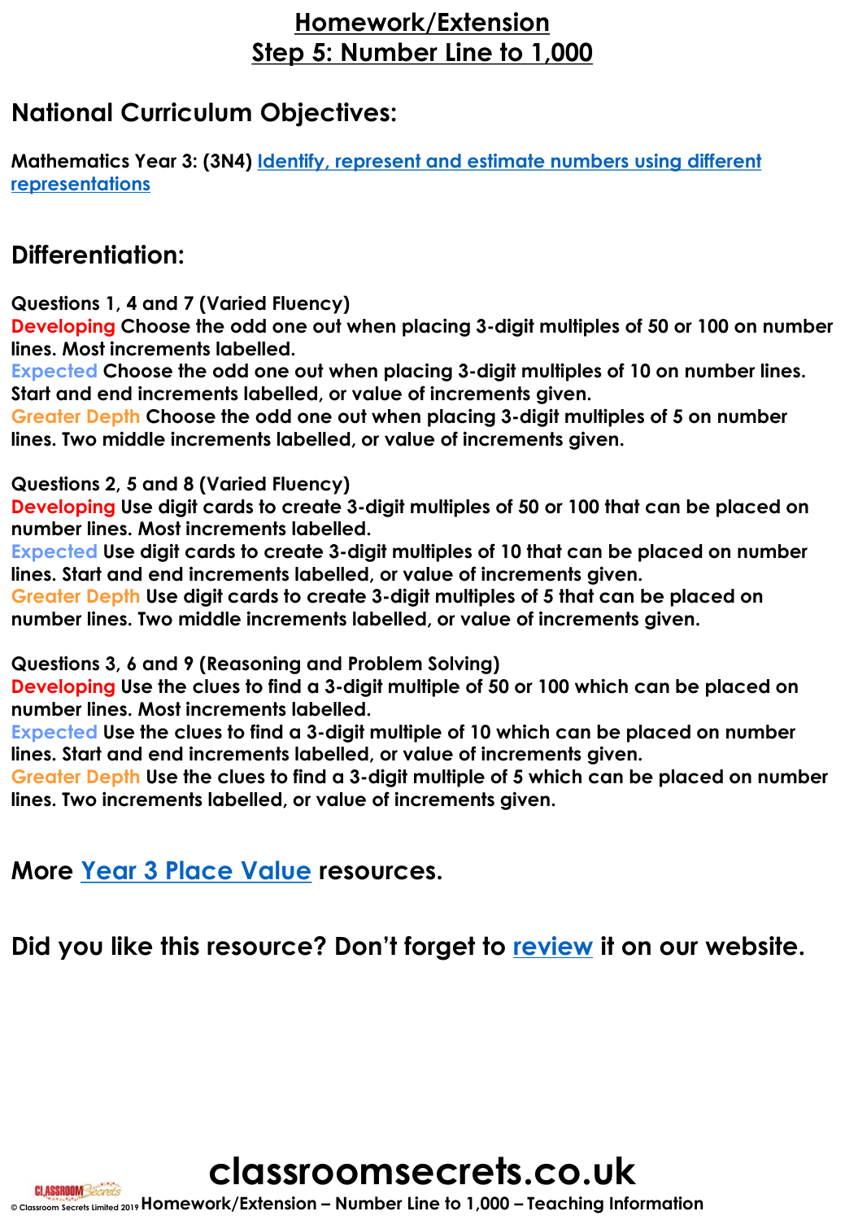# Homework/Extension
# Step 5: Number Line to 1,000

## National Curriculum Objectives:

**Mathematics Year 3: (3N4) Identify, represent and estimate numbers using different representations**

## Differentiation:

**Questions 1, 4 and 7 (Varied Fluency)**
**Developing Choose the odd one out when placing 3-digit multiples of 50 or 100 on number lines. Most increments labelled.**
**Expected Choose the odd one out when placing 3-digit multiples of 10 on number lines. Start and end increments labelled, or value of increments given.**
**Greater Depth Choose the odd one out when placing 3-digit multiples of 5 on number lines. Two middle increments labelled, or value of increments given.**

**Questions 2, 5 and 8 (Varied Fluency)**
**Developing Use digit cards to create 3-digit multiples of 50 or 100 that can be placed on number lines. Most increments labelled.**
**Expected Use digit cards to create 3-digit multiples of 10 that can be placed on number lines. Start and end increments labelled, or value of increments given.**
**Greater Depth Use digit cards to create 3-digit multiples of 5 that can be placed on number lines. Two middle increments labelled, or value of increments given.**

**Questions 3, 6 and 9 (Reasoning and Problem Solving)**
**Developing Use the clues to find a 3-digit multiple of 50 or 100 which can be placed on number lines. Most increments labelled.**
**Expected Use the clues to find a 3-digit multiple of 10 which can be placed on number lines. Start and end increments labelled, or value of increments given.**
**Greater Depth Use the clues to find a 3-digit multiple of 5 which can be placed on number lines. Two increments labelled, or value of increments given.**

## More Year 3 Place Value resources.

## Did you like this resource? Don't forget to review it on our website.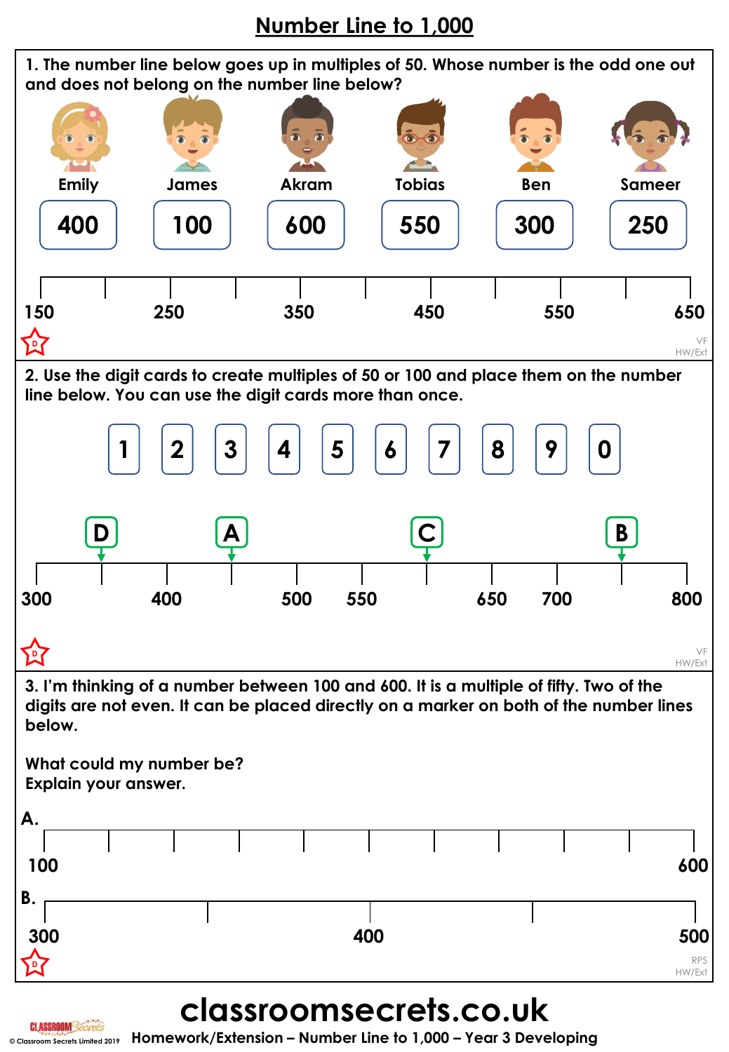# Number Line to 1,000

**1. The number line below goes up in multiples of 50. Whose number is the odd one out and does not belong on the number line below?**

| Emily | James | Akram | Tobias | Ben | Sameer |
|---|---|---|---|---|---|
| 400 | 100 | 600 | 550 | 300 | 250 |

Number line: 150, 250, 350, 450, 550, 650

D

VF
HW/Ext

**2. Use the digit cards to create multiples of 50 or 100 and place them on the number line below. You can use the digit cards more than once.**

1 2 3 4 5 6 7 8 9 0

Number line with markers D, A, C, B: 300, 400, 500, 550, 650, 700, 800

D

VF
HW/Ext

**3. I'm thinking of a number between 100 and 600. It is a multiple of fifty. Two of the digits are not even. It can be placed directly on a marker on both of the number lines below.**

**What could my number be?**
**Explain your answer.**

**A.** Number line: 100 to 600

**B.** Number line: 300, 400, 500

D

RPS
HW/Ext

# classroomsecrets.co.uk

Homework/Extension – Number Line to 1,000 – Year 3 Developing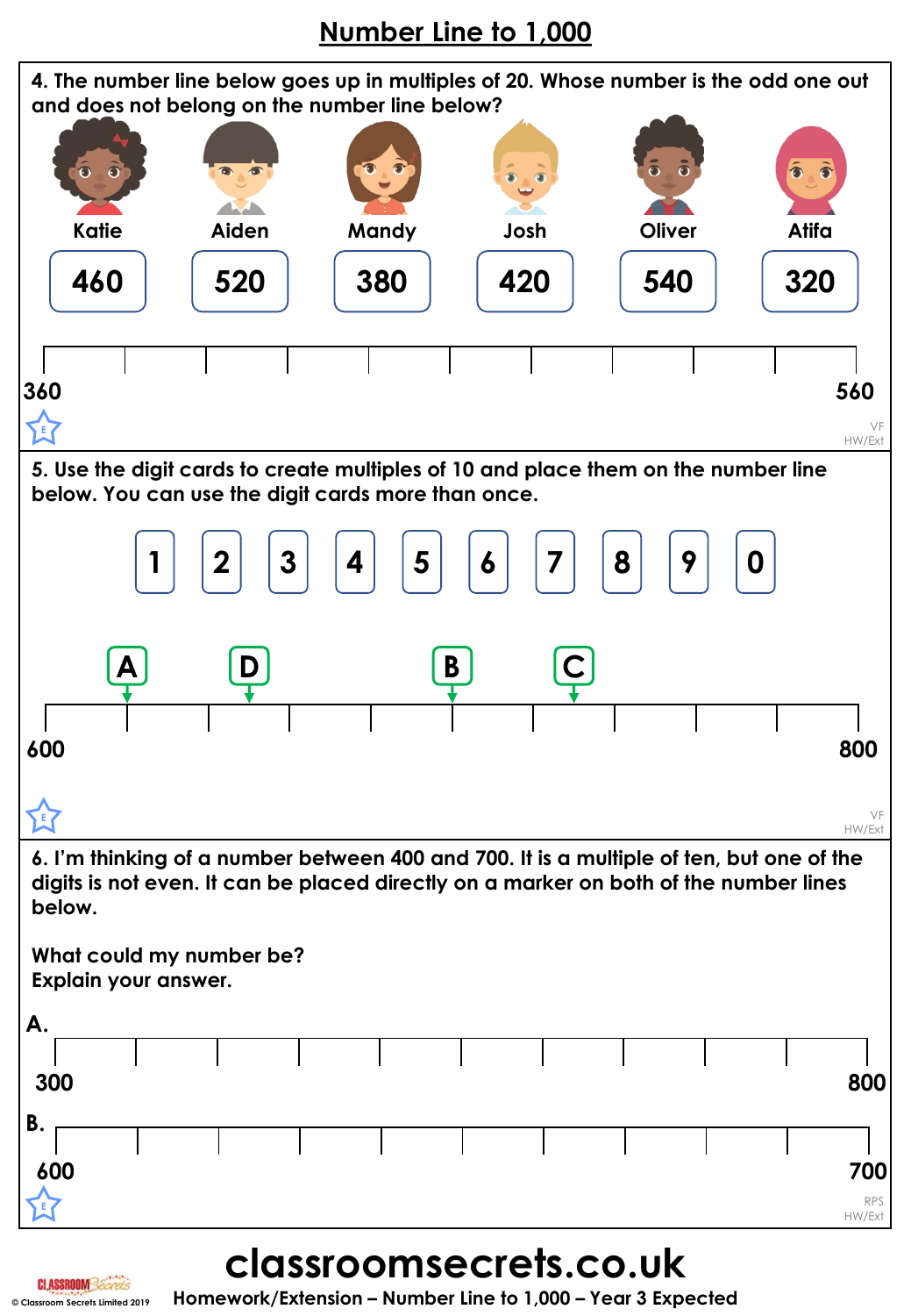# Number Line to 1,000

4. The number line below goes up in multiples of 20. Whose number is the odd one out and does not belong on the number line below?

| Katie | Aiden | Mandy | Josh | Oliver | Atifa |
|---|---|---|---|---|---|
| 460 | 520 | 380 | 420 | 540 | 320 |

360 ——————————————— 560

5. Use the digit cards to create multiples of 10 and place them on the number line below. You can use the digit cards more than once.

1 2 3 4 5 6 7 8 9 0

A D B C

600 ——————————————— 800

6. I'm thinking of a number between 400 and 700. It is a multiple of ten, but one of the digits is not even. It can be placed directly on a marker on both of the number lines below.

What could my number be?
Explain your answer.

A.

300 ——————————————— 800

B.

600 ——————————————— 700

classroomsecrets.co.uk

Homework/Extension – Number Line to 1,000 – Year 3 Expected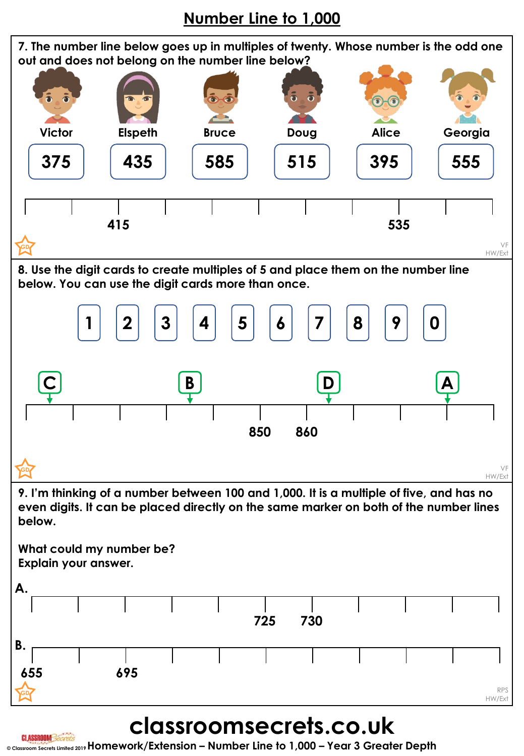# Number Line to 1,000

7. The number line below goes up in multiples of twenty. Whose number is the odd one out and does not belong on the number line below?

| Victor | Elspeth | Bruce | Doug | Alice | Georgia |
|---|---|---|---|---|---|
| 375 | 435 | 585 | 515 | 395 | 555 |

415 ... 535

VF
HW/Ext

8. Use the digit cards to create multiples of 5 and place them on the number line below. You can use the digit cards more than once.

1 2 3 4 5 6 7 8 9 0

C, B, D, A

850 860

VF
HW/Ext

9. I'm thinking of a number between 100 and 1,000. It is a multiple of five, and has no even digits. It can be placed directly on the same marker on both of the number lines below.

What could my number be?
Explain your answer.

A.

725 730

B.

655 695

RPS
HW/Ext

classroomsecrets.co.uk

Homework/Extension – Number Line to 1,000 – Year 3 Greater Depth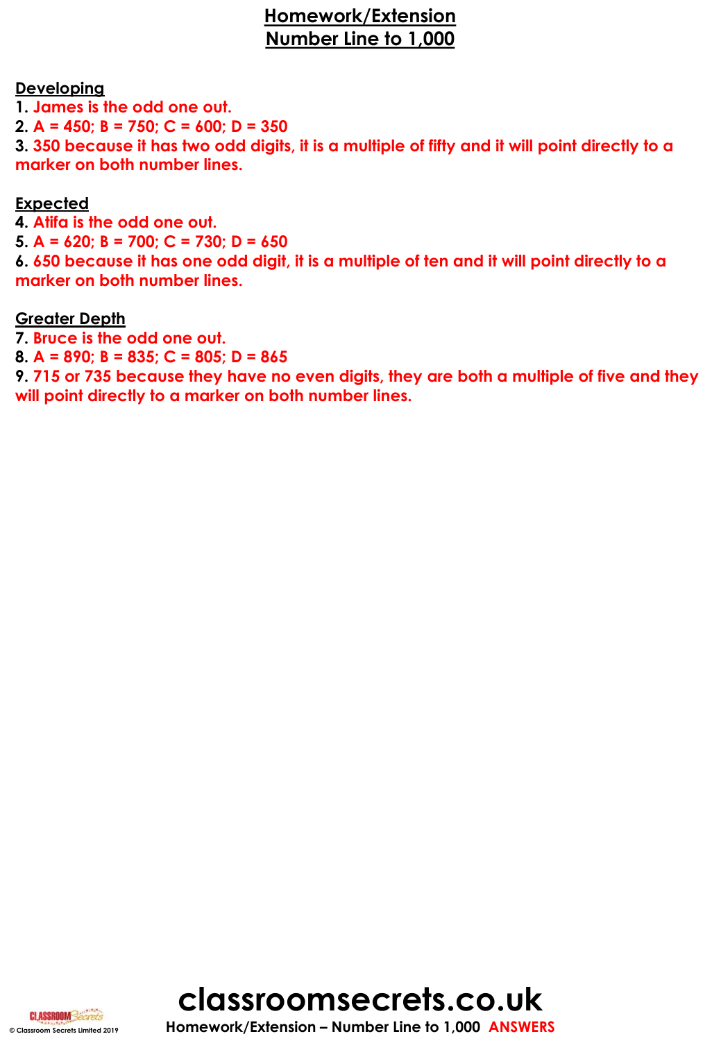# Homework/Extension
# Number Line to 1,000

**Developing**

1. **James is the odd one out.**
2. **A = 450; B = 750; C = 600; D = 350**
3. **350 because it has two odd digits, it is a multiple of fifty and it will point directly to a marker on both number lines.**

**Expected**

4. **Atifa is the odd one out.**
5. **A = 620; B = 700; C = 730; D = 650**
6. **650 because it has one odd digit, it is a multiple of ten and it will point directly to a marker on both number lines.**

**Greater Depth**

7. **Bruce is the odd one out.**
8. **A = 890; B = 835; C = 805; D = 865**
9. **715 or 735 because they have no even digits, they are both a multiple of five and they will point directly to a marker on both number lines.**